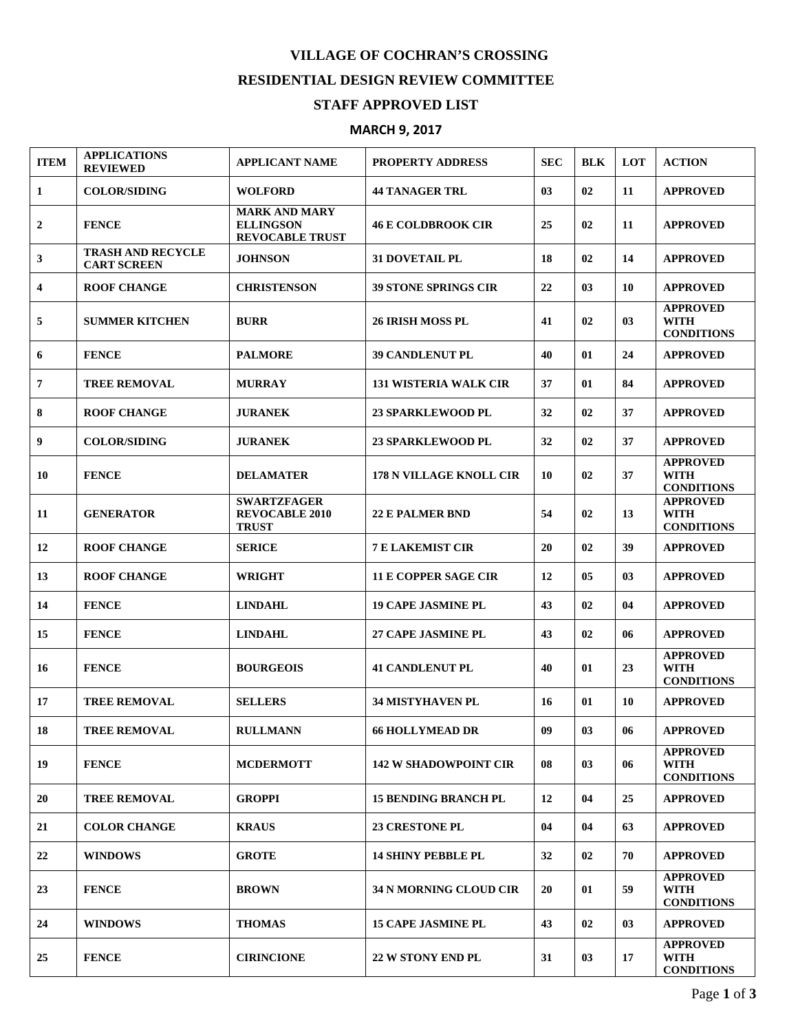# VILLAGE OF COCHRAN'S CROSSING

## RESIDENTIAL DESIGN REVIEW COMMITTEE

## STAFF APPROVED LIST

### MARCH 9, 2017

| ITEM | APPLICATIONS REVIEWED | APPLICANT NAME | PROPERTY ADDRESS | SEC | BLK | LOT | ACTION |
|---|---|---|---|---|---|---|---|
| 1 | COLOR/SIDING | WOLFORD | 44 TANAGER TRL | 03 | 02 | 11 | APPROVED |
| 2 | FENCE | MARK AND MARY ELLINGSON REVOCABLE TRUST | 46 E COLDBROOK CIR | 25 | 02 | 11 | APPROVED |
| 3 | TRASH AND RECYCLE CART SCREEN | JOHNSON | 31 DOVETAIL PL | 18 | 02 | 14 | APPROVED |
| 4 | ROOF CHANGE | CHRISTENSON | 39 STONE SPRINGS CIR | 22 | 03 | 10 | APPROVED |
| 5 | SUMMER KITCHEN | BURR | 26 IRISH MOSS PL | 41 | 02 | 03 | APPROVED WITH CONDITIONS |
| 6 | FENCE | PALMORE | 39 CANDLENUT PL | 40 | 01 | 24 | APPROVED |
| 7 | TREE REMOVAL | MURRAY | 131 WISTERIA WALK CIR | 37 | 01 | 84 | APPROVED |
| 8 | ROOF CHANGE | JURANEK | 23 SPARKLEWOOD PL | 32 | 02 | 37 | APPROVED |
| 9 | COLOR/SIDING | JURANEK | 23 SPARKLEWOOD PL | 32 | 02 | 37 | APPROVED |
| 10 | FENCE | DELAMATER | 178 N VILLAGE KNOLL CIR | 10 | 02 | 37 | APPROVED WITH CONDITIONS |
| 11 | GENERATOR | SWARTZFAGER REVOCABLE 2010 TRUST | 22 E PALMER BND | 54 | 02 | 13 | APPROVED WITH CONDITIONS |
| 12 | ROOF CHANGE | SERICE | 7 E LAKEMIST CIR | 20 | 02 | 39 | APPROVED |
| 13 | ROOF CHANGE | WRIGHT | 11 E COPPER SAGE CIR | 12 | 05 | 03 | APPROVED |
| 14 | FENCE | LINDAHL | 19 CAPE JASMINE PL | 43 | 02 | 04 | APPROVED |
| 15 | FENCE | LINDAHL | 27 CAPE JASMINE PL | 43 | 02 | 06 | APPROVED |
| 16 | FENCE | BOURGEOIS | 41 CANDLENUT PL | 40 | 01 | 23 | APPROVED WITH CONDITIONS |
| 17 | TREE REMOVAL | SELLERS | 34 MISTYHAVEN PL | 16 | 01 | 10 | APPROVED |
| 18 | TREE REMOVAL | RULLMANN | 66 HOLLYMEAD DR | 09 | 03 | 06 | APPROVED |
| 19 | FENCE | MCDERMOTT | 142 W SHADOWPOINT CIR | 08 | 03 | 06 | APPROVED WITH CONDITIONS |
| 20 | TREE REMOVAL | GROPPI | 15 BENDING BRANCH PL | 12 | 04 | 25 | APPROVED |
| 21 | COLOR CHANGE | KRAUS | 23 CRESTONE PL | 04 | 04 | 63 | APPROVED |
| 22 | WINDOWS | GROTE | 14 SHINY PEBBLE PL | 32 | 02 | 70 | APPROVED |
| 23 | FENCE | BROWN | 34 N MORNING CLOUD CIR | 20 | 01 | 59 | APPROVED WITH CONDITIONS |
| 24 | WINDOWS | THOMAS | 15 CAPE JASMINE PL | 43 | 02 | 03 | APPROVED |
| 25 | FENCE | CIRINCIONE | 22 W STONY END PL | 31 | 03 | 17 | APPROVED WITH CONDITIONS |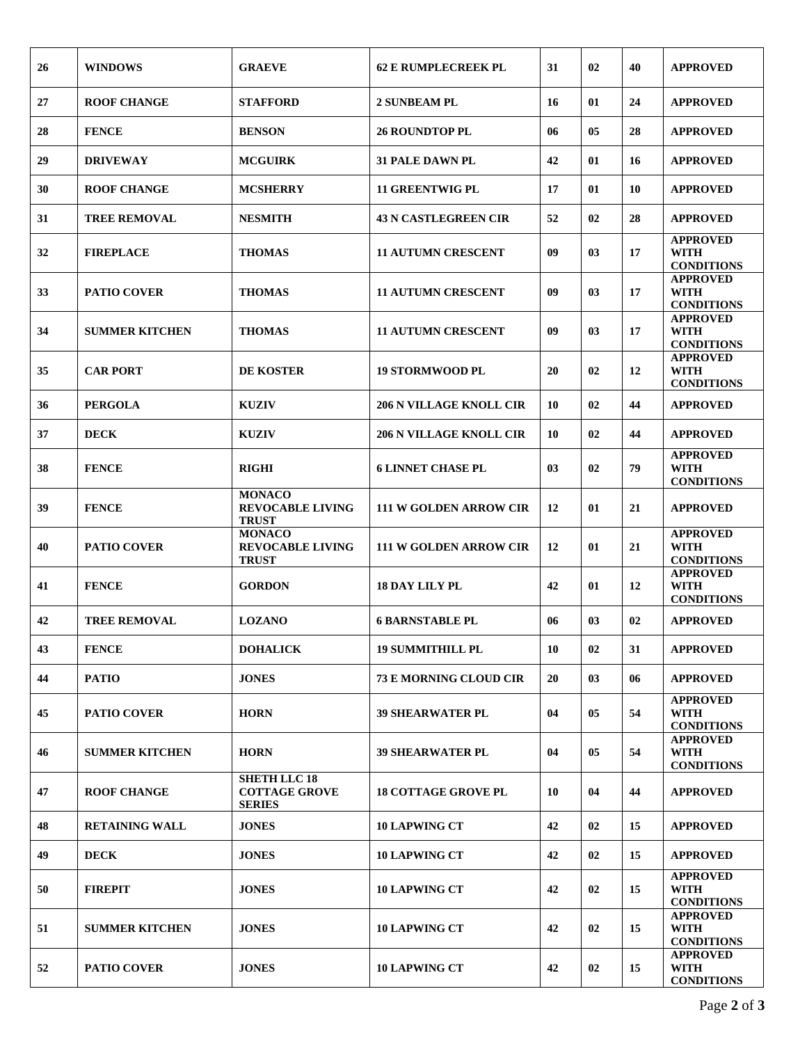| 26 | WINDOWS | GRAEVE | 62 E RUMPLECREEK PL | 31 | 02 | 40 | APPROVED |
|---|---|---|---|---|---|---|---|
| 27 | ROOF CHANGE | STAFFORD | 2 SUNBEAM PL | 16 | 01 | 24 | APPROVED |
| 28 | FENCE | BENSON | 26 ROUNDTOP PL | 06 | 05 | 28 | APPROVED |
| 29 | DRIVEWAY | MCGUIRK | 31 PALE DAWN PL | 42 | 01 | 16 | APPROVED |
| 30 | ROOF CHANGE | MCSHERRY | 11 GREENTWIG PL | 17 | 01 | 10 | APPROVED |
| 31 | TREE REMOVAL | NESMITH | 43 N CASTLEGREEN CIR | 52 | 02 | 28 | APPROVED |
| 32 | FIREPLACE | THOMAS | 11 AUTUMN CRESCENT | 09 | 03 | 17 | APPROVED WITH CONDITIONS |
| 33 | PATIO COVER | THOMAS | 11 AUTUMN CRESCENT | 09 | 03 | 17 | APPROVED WITH CONDITIONS |
| 34 | SUMMER KITCHEN | THOMAS | 11 AUTUMN CRESCENT | 09 | 03 | 17 | APPROVED WITH CONDITIONS |
| 35 | CAR PORT | DE KOSTER | 19 STORMWOOD PL | 20 | 02 | 12 | APPROVED WITH CONDITIONS |
| 36 | PERGOLA | KUZIV | 206 N VILLAGE KNOLL CIR | 10 | 02 | 44 | APPROVED |
| 37 | DECK | KUZIV | 206 N VILLAGE KNOLL CIR | 10 | 02 | 44 | APPROVED |
| 38 | FENCE | RIGHI | 6 LINNET CHASE PL | 03 | 02 | 79 | APPROVED WITH CONDITIONS |
| 39 | FENCE | MONACO REVOCABLE LIVING TRUST | 111 W GOLDEN ARROW CIR | 12 | 01 | 21 | APPROVED |
| 40 | PATIO COVER | MONACO REVOCABLE LIVING TRUST | 111 W GOLDEN ARROW CIR | 12 | 01 | 21 | APPROVED WITH CONDITIONS |
| 41 | FENCE | GORDON | 18 DAY LILY PL | 42 | 01 | 12 | APPROVED WITH CONDITIONS |
| 42 | TREE REMOVAL | LOZANO | 6 BARNSTABLE PL | 06 | 03 | 02 | APPROVED |
| 43 | FENCE | DOHALICK | 19 SUMMITHILL PL | 10 | 02 | 31 | APPROVED |
| 44 | PATIO | JONES | 73 E MORNING CLOUD CIR | 20 | 03 | 06 | APPROVED |
| 45 | PATIO COVER | HORN | 39 SHEARWATER PL | 04 | 05 | 54 | APPROVED WITH CONDITIONS |
| 46 | SUMMER KITCHEN | HORN | 39 SHEARWATER PL | 04 | 05 | 54 | APPROVED WITH CONDITIONS |
| 47 | ROOF CHANGE | SHETH LLC 18 COTTAGE GROVE SERIES | 18 COTTAGE GROVE PL | 10 | 04 | 44 | APPROVED |
| 48 | RETAINING WALL | JONES | 10 LAPWING CT | 42 | 02 | 15 | APPROVED |
| 49 | DECK | JONES | 10 LAPWING CT | 42 | 02 | 15 | APPROVED |
| 50 | FIREPIT | JONES | 10 LAPWING CT | 42 | 02 | 15 | APPROVED WITH CONDITIONS |
| 51 | SUMMER KITCHEN | JONES | 10 LAPWING CT | 42 | 02 | 15 | APPROVED WITH CONDITIONS |
| 52 | PATIO COVER | JONES | 10 LAPWING CT | 42 | 02 | 15 | APPROVED WITH CONDITIONS |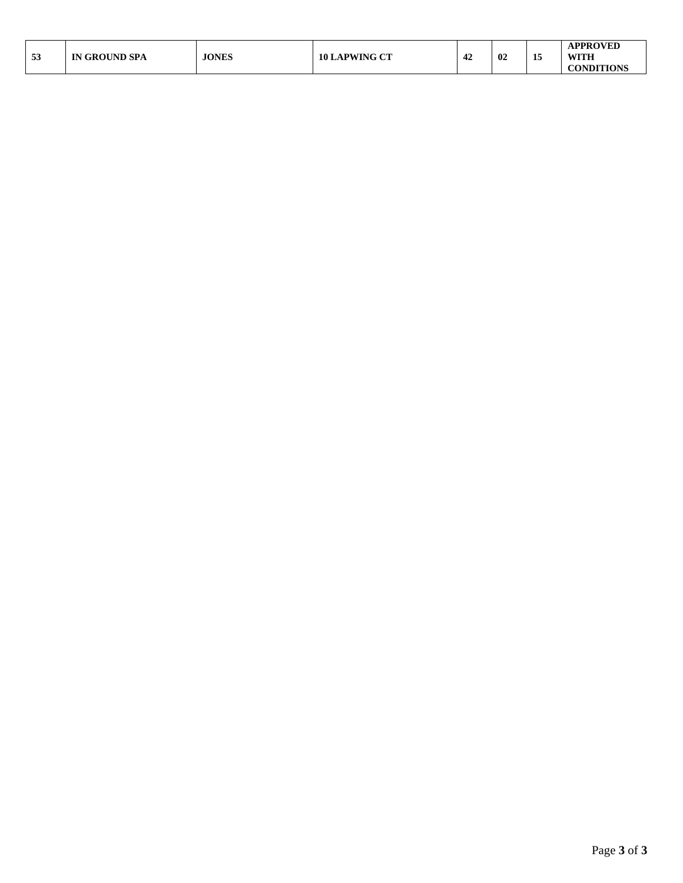| | | | | | | | |
|---|---|---|---|---|---|---|---|
| 53 | IN GROUND SPA | JONES | 10 LAPWING CT | 42 | 02 | 15 | APPROVED WITH CONDITIONS |